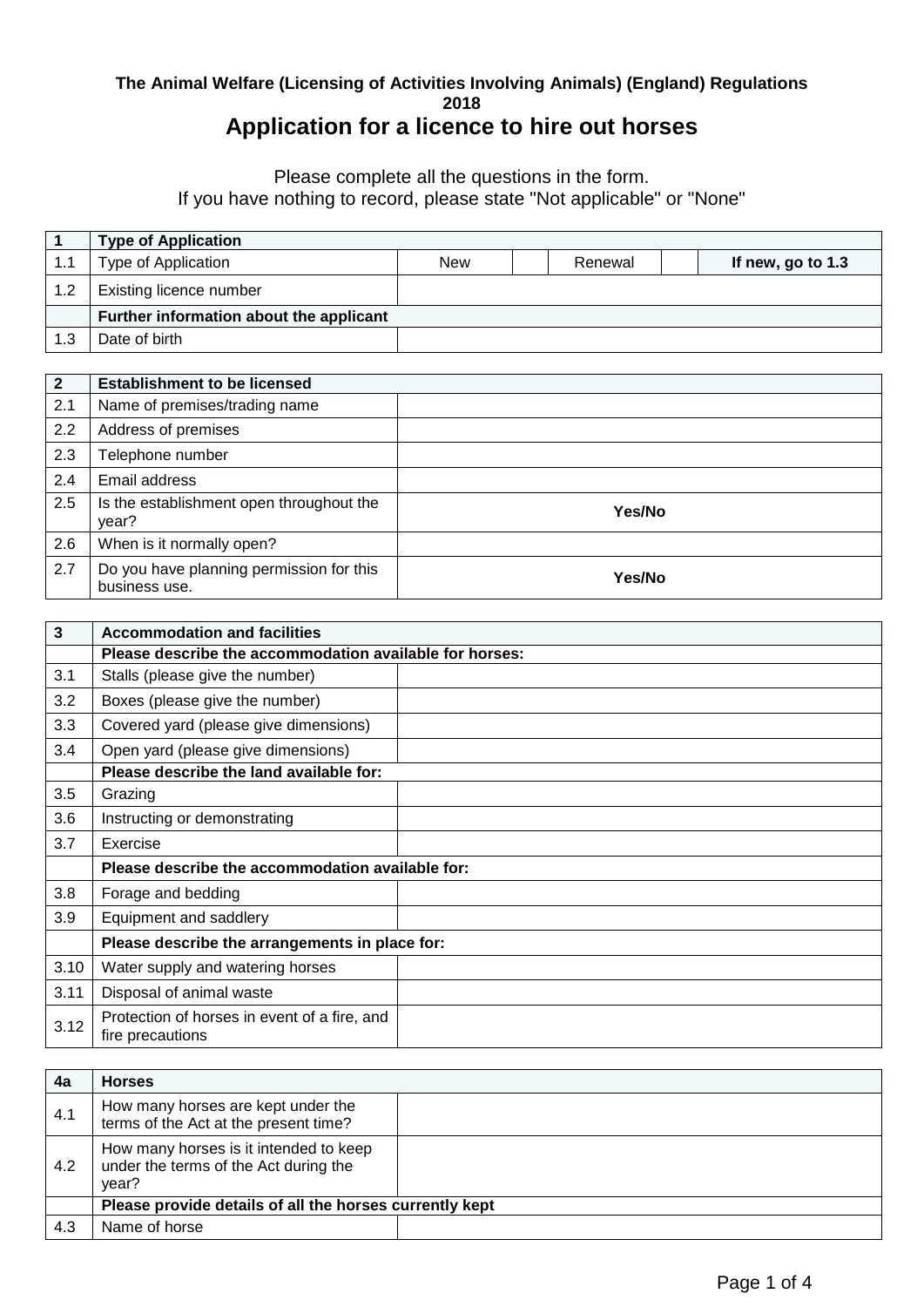**The Animal Welfare (Licensing of Activities Involving Animals) (England) Regulations 2018**

# Application for a licence to hire out horses

Please complete all the questions in the form.
If you have nothing to record, please state "Not applicable" or "None"

| 1 | **Type of Application** | | | | | |
|---|---|---|---|---|---|---|
| 1.1 | Type of Application | New | | Renewal | | **If new, go to 1.3** |
| 1.2 | Existing licence number | | | | | |
| | **Further information about the applicant** | | | | | |
| 1.3 | Date of birth | | | | | |

| 2 | **Establishment to be licensed** | |
|---|---|---|
| 2.1 | Name of premises/trading name | |
| 2.2 | Address of premises | |
| 2.3 | Telephone number | |
| 2.4 | Email address | |
| 2.5 | Is the establishment open throughout the year? | **Yes/No** |
| 2.6 | When is it normally open? | |
| 2.7 | Do you have planning permission for this business use. | **Yes/No** |

| 3 | **Accommodation and facilities** | |
|---|---|---|
| | **Please describe the accommodation available for horses:** | |
| 3.1 | Stalls (please give the number) | |
| 3.2 | Boxes (please give the number) | |
| 3.3 | Covered yard (please give dimensions) | |
| 3.4 | Open yard (please give dimensions) | |
| | **Please describe the land available for:** | |
| 3.5 | Grazing | |
| 3.6 | Instructing or demonstrating | |
| 3.7 | Exercise | |
| | **Please describe the accommodation available for:** | |
| 3.8 | Forage and bedding | |
| 3.9 | Equipment and saddlery | |
| | **Please describe the arrangements in place for:** | |
| 3.10 | Water supply and watering horses | |
| 3.11 | Disposal of animal waste | |
| 3.12 | Protection of horses in event of a fire, and fire precautions | |

| 4a | **Horses** | |
|---|---|---|
| 4.1 | How many horses are kept under the terms of the Act at the present time? | |
| 4.2 | How many horses is it intended to keep under the terms of the Act during the year? | |
| | **Please provide details of all the horses currently kept** | |
| 4.3 | Name of horse | |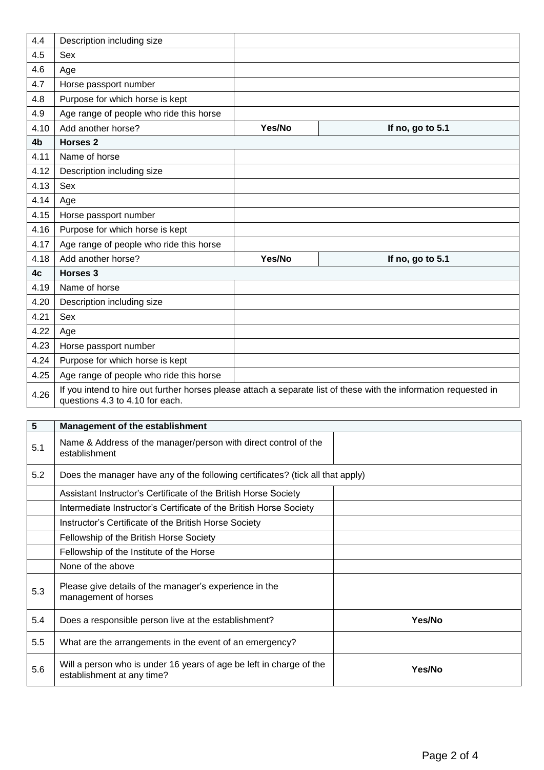| | | | |
|---|---|---|---|
| 4.4 | Description including size | | |
| 4.5 | Sex | | |
| 4.6 | Age | | |
| 4.7 | Horse passport number | | |
| 4.8 | Purpose for which horse is kept | | |
| 4.9 | Age range of people who ride this horse | | |
| 4.10 | Add another horse? | **Yes/No** | **If no, go to 5.1** |
| **4b** | **Horses 2** | | |
| 4.11 | Name of horse | | |
| 4.12 | Description including size | | |
| 4.13 | Sex | | |
| 4.14 | Age | | |
| 4.15 | Horse passport number | | |
| 4.16 | Purpose for which horse is kept | | |
| 4.17 | Age range of people who ride this horse | | |
| 4.18 | Add another horse? | **Yes/No** | **If no, go to 5.1** |
| **4c** | **Horses 3** | | |
| 4.19 | Name of horse | | |
| 4.20 | Description including size | | |
| 4.21 | Sex | | |
| 4.22 | Age | | |
| 4.23 | Horse passport number | | |
| 4.24 | Purpose for which horse is kept | | |
| 4.25 | Age range of people who ride this horse | | |
| 4.26 | If you intend to hire out further horses please attach a separate list of these with the information requested in questions 4.3 to 4.10 for each. | | |

| **5** | **Management of the establishment** | |
|---|---|---|
| 5.1 | Name & Address of the manager/person with direct control of the establishment | |
| 5.2 | Does the manager have any of the following certificates? (tick all that apply) | |
| | Assistant Instructor's Certificate of the British Horse Society | |
| | Intermediate Instructor's Certificate of the British Horse Society | |
| | Instructor's Certificate of the British Horse Society | |
| | Fellowship of the British Horse Society | |
| | Fellowship of the Institute of the Horse | |
| | None of the above | |
| 5.3 | Please give details of the manager's experience in the management of horses | |
| 5.4 | Does a responsible person live at the establishment? | **Yes/No** |
| 5.5 | What are the arrangements in the event of an emergency? | |
| 5.6 | Will a person who is under 16 years of age be left in charge of the establishment at any time? | **Yes/No** |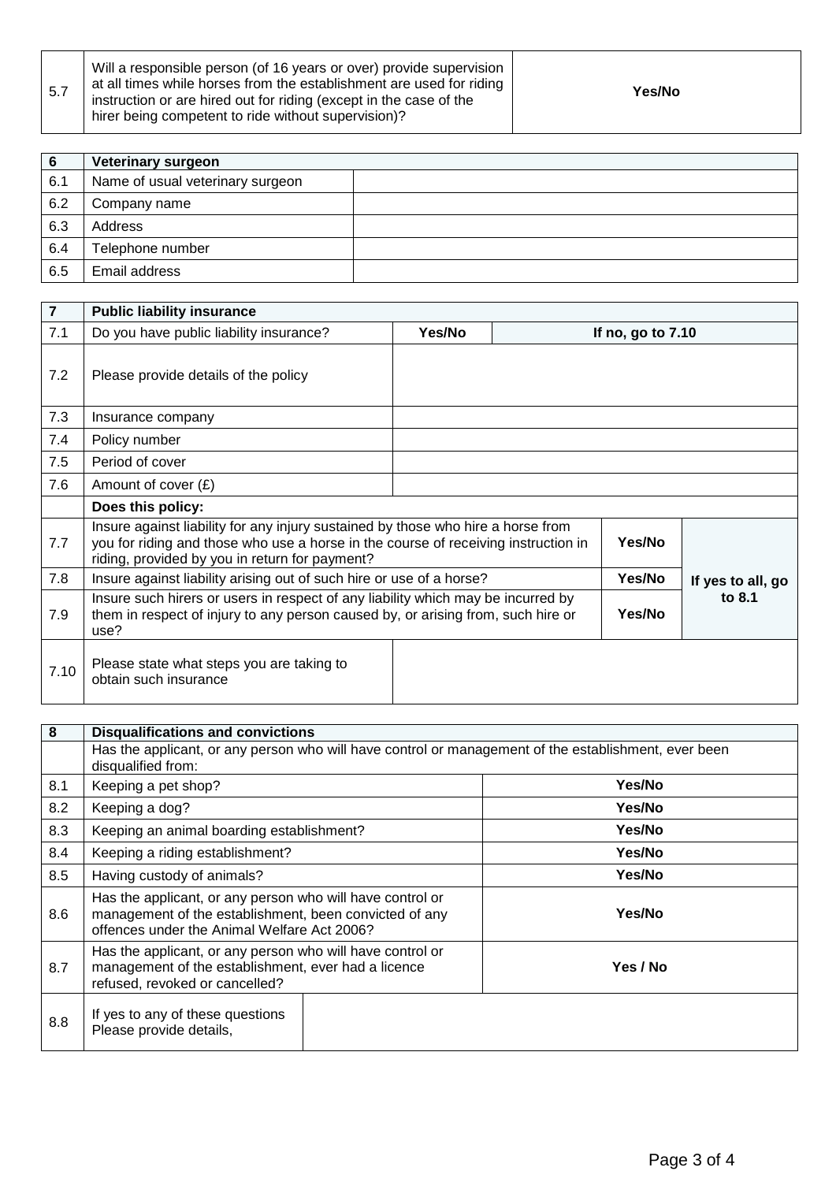| 5.7 | Will a responsible person (of 16 years or over) provide supervision at all times while horses from the establishment are used for riding instruction or are hired out for riding (except in the case of the hirer being competent to ride without supervision)? | **Yes/No** |
|---|---|---|

| **6** | **Veterinary surgeon** | |
|---|---|---|
| 6.1 | Name of usual veterinary surgeon | |
| 6.2 | Company name | |
| 6.3 | Address | |
| 6.4 | Telephone number | |
| 6.5 | Email address | |

| **7** | **Public liability insurance** | | |
|---|---|---|---|
| 7.1 | Do you have public liability insurance? | **Yes/No** | **If no, go to 7.10** |
| 7.2 | Please provide details of the policy | | |
| 7.3 | Insurance company | | |
| 7.4 | Policy number | | |
| 7.5 | Period of cover | | |
| 7.6 | Amount of cover (£) | | |
| | **Does this policy:** | | |
| 7.7 | Insure against liability for any injury sustained by those who hire a horse from you for riding and those who use a horse in the course of receiving instruction in riding, provided by you in return for payment? | **Yes/No** | **If yes to all, go to 8.1** |
| 7.8 | Insure against liability arising out of such hire or use of a horse? | **Yes/No** | |
| 7.9 | Insure such hirers or users in respect of any liability which may be incurred by them in respect of injury to any person caused by, or arising from, such hire or use? | **Yes/No** | |
| 7.10 | Please state what steps you are taking to obtain such insurance | | |

| **8** | **Disqualifications and convictions** | |
|---|---|---|
| | Has the applicant, or any person who will have control or management of the establishment, ever been disqualified from: | |
| 8.1 | Keeping a pet shop? | **Yes/No** |
| 8.2 | Keeping a dog? | **Yes/No** |
| 8.3 | Keeping an animal boarding establishment? | **Yes/No** |
| 8.4 | Keeping a riding establishment? | **Yes/No** |
| 8.5 | Having custody of animals? | **Yes/No** |
| 8.6 | Has the applicant, or any person who will have control or management of the establishment, been convicted of any offences under the Animal Welfare Act 2006? | **Yes/No** |
| 8.7 | Has the applicant, or any person who will have control or management of the establishment, ever had a licence refused, revoked or cancelled? | **Yes / No** |
| 8.8 | If yes to any of these questions Please provide details, | |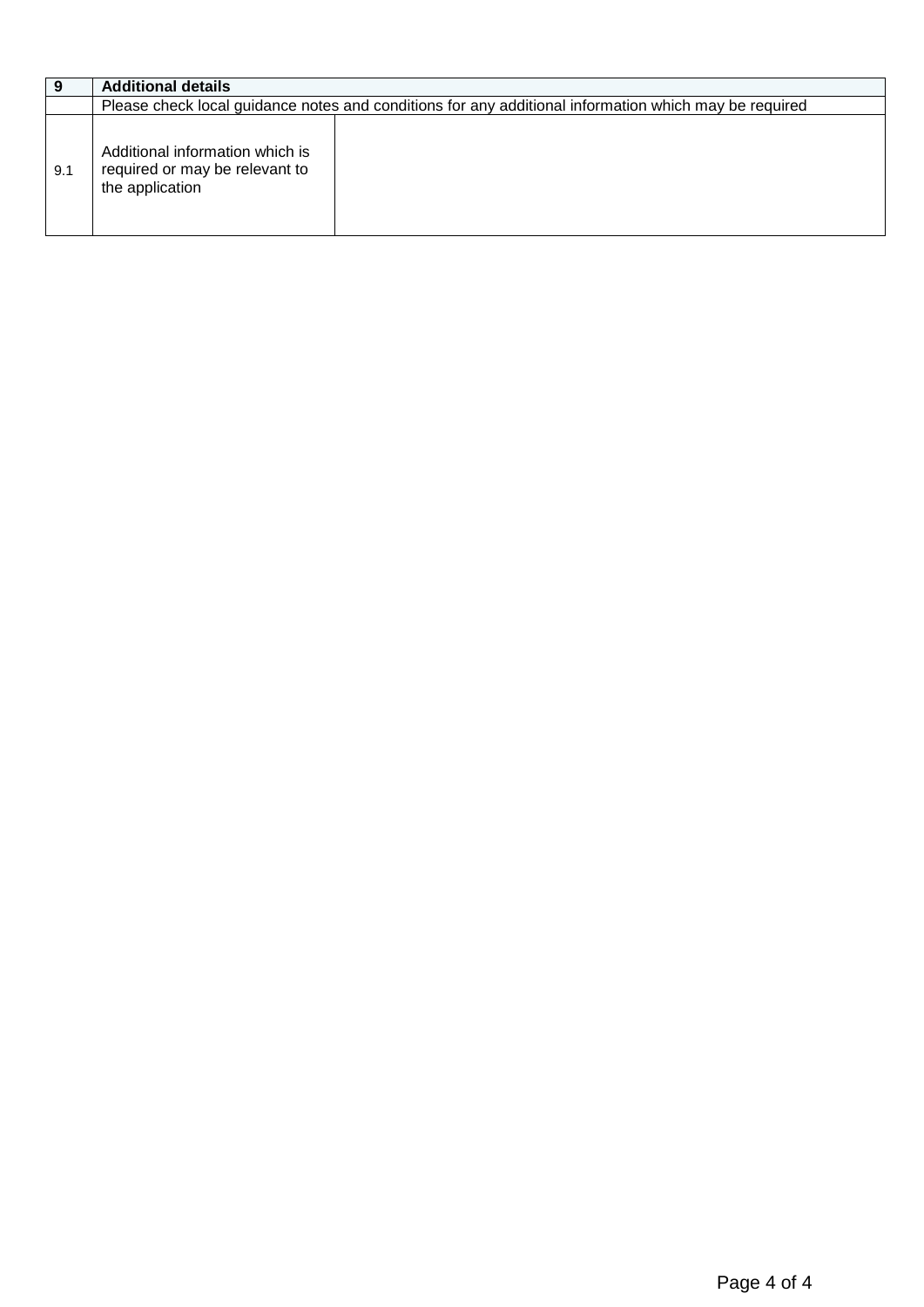| 9 | **Additional details** | |
|---|---|---|
| | Please check local guidance notes and conditions for any additional information which may be required | |
| 9.1 | Additional information which is required or may be relevant to the application | |